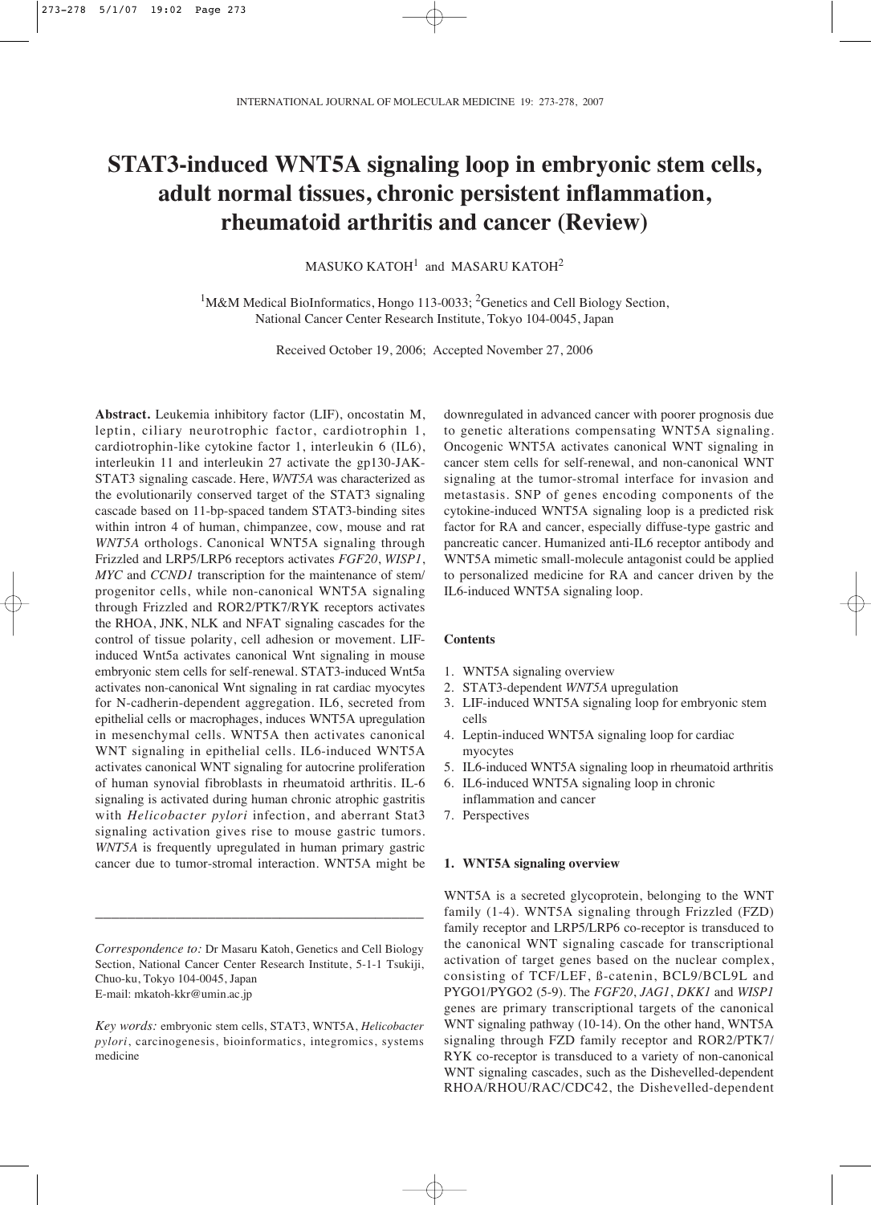# STAT3-induced WNT5A signaling loop in embryonic stem cells, adult normal tissues, chronic persistent inflammation, rheumatoid arthritis and cancer (Review)

MASUKO KATOH[1] and MASARU KATOH[2]

[1]M&M Medical BioInformatics, Hongo 113-0033; [2]Genetics and Cell Biology Section, National Cancer Center Research Institute, Tokyo 104-0045, Japan

Received October 19, 2006; Accepted November 27, 2006

**Abstract.** Leukemia inhibitory factor (LIF), oncostatin M, leptin, ciliary neurotrophic factor, cardiotrophin 1, cardiotrophin-like cytokine factor 1, interleukin 6 (IL6), interleukin 11 and interleukin 27 activate the gp130-JAK-STAT3 signaling cascade. Here, *WNT5A* was characterized as the evolutionarily conserved target of the STAT3 signaling cascade based on 11-bp-spaced tandem STAT3-binding sites within intron 4 of human, chimpanzee, cow, mouse and rat *WNT5A* orthologs. Canonical WNT5A signaling through Frizzled and LRP5/LRP6 receptors activates *FGF20*, *WISP1*, *MYC* and *CCND1* transcription for the maintenance of stem/progenitor cells, while non-canonical WNT5A signaling through Frizzled and ROR2/PTK7/RYK receptors activates the RHOA, JNK, NLK and NFAT signaling cascades for the control of tissue polarity, cell adhesion or movement. LIF-induced Wnt5a activates canonical Wnt signaling in mouse embryonic stem cells for self-renewal. STAT3-induced Wnt5a activates non-canonical Wnt signaling in rat cardiac myocytes for N-cadherin-dependent aggregation. IL6, secreted from epithelial cells or macrophages, induces WNT5A upregulation in mesenchymal cells. WNT5A then activates canonical WNT signaling in epithelial cells. IL6-induced WNT5A activates canonical WNT signaling for autocrine proliferation of human synovial fibroblasts in rheumatoid arthritis. IL-6 signaling is activated during human chronic atrophic gastritis with *Helicobacter pylori* infection, and aberrant Stat3 signaling activation gives rise to mouse gastric tumors. *WNT5A* is frequently upregulated in human primary gastric cancer due to tumor-stromal interaction. WNT5A might be downregulated in advanced cancer with poorer prognosis due to genetic alterations compensating WNT5A signaling. Oncogenic WNT5A activates canonical WNT signaling in cancer stem cells for self-renewal, and non-canonical WNT signaling at the tumor-stromal interface for invasion and metastasis. SNP of genes encoding components of the cytokine-induced WNT5A signaling loop is a predicted risk factor for RA and cancer, especially diffuse-type gastric and pancreatic cancer. Humanized anti-IL6 receptor antibody and WNT5A mimetic small-molecule antagonist could be applied to personalized medicine for RA and cancer driven by the IL6-induced WNT5A signaling loop.

**Contents**

1. WNT5A signaling overview
2. STAT3-dependent *WNT5A* upregulation
3. LIF-induced WNT5A signaling loop for embryonic stem cells
4. Leptin-induced WNT5A signaling loop for cardiac myocytes
5. IL6-induced WNT5A signaling loop in rheumatoid arthritis
6. IL6-induced WNT5A signaling loop in chronic inflammation and cancer
7. Perspectives

## 1. WNT5A signaling overview

WNT5A is a secreted glycoprotein, belonging to the WNT family (1-4). WNT5A signaling through Frizzled (FZD) family receptor and LRP5/LRP6 co-receptor is transduced to the canonical WNT signaling cascade for transcriptional activation of target genes based on the nuclear complex, consisting of TCF/LEF, ß-catenin, BCL9/BCL9L and PYGO1/PYGO2 (5-9). The *FGF20*, *JAG1*, *DKK1* and *WISP1* genes are primary transcriptional targets of the canonical WNT signaling pathway (10-14). On the other hand, WNT5A signaling through FZD family receptor and ROR2/PTK7/RYK co-receptor is transduced to a variety of non-canonical WNT signaling cascades, such as the Dishevelled-dependent RHOA/RHOU/RAC/CDC42, the Dishevelled-dependent

---

*Correspondence to:* Dr Masaru Katoh, Genetics and Cell Biology Section, National Cancer Center Research Institute, 5-1-1 Tsukiji, Chuo-ku, Tokyo 104-0045, Japan
E-mail: mkatoh-kkr@umin.ac.jp

*Key words:* embryonic stem cells, STAT3, WNT5A, *Helicobacter pylori*, carcinogenesis, bioinformatics, integromics, systems medicine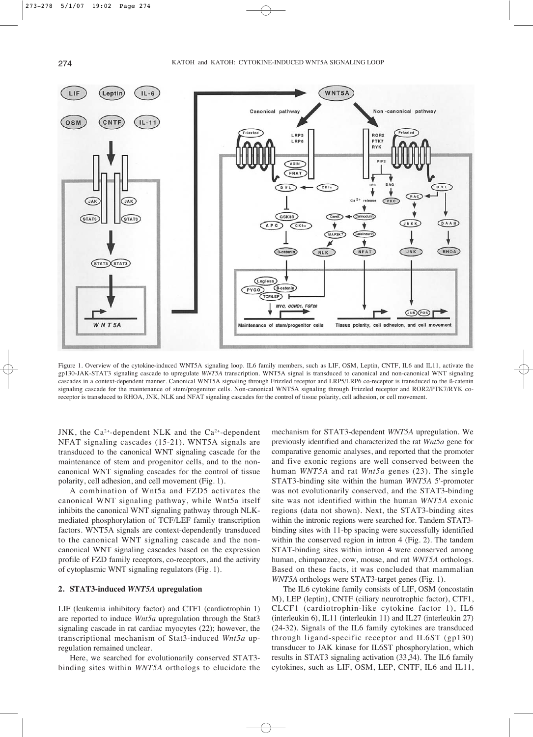Figure 1. Overview of the cytokine-induced WNT5A signaling loop. IL6 family members, such as LIF, OSM, Leptin, CNTF, IL6 and IL11, activate the gp130-JAK-STAT3 signaling cascade to upregulate *WNT5A* transcription. WNT5A signal is transduced to canonical and non-canonical WNT signaling cascades in a context-dependent manner. Canonical WNT5A signaling through Frizzled receptor and LRP5/LRP6 co-receptor is transduced to the ß-catenin signaling cascade for the maintenance of stem/progenitor cells. Non-canonical WNT5A signaling through Frizzled receptor and ROR2/PTK7/RYK co-receptor is transduced to RHOA, JNK, NLK and NFAT signaling cascades for the control of tissue polarity, cell adhesion, or cell movement.

JNK, the $Ca^{2+}$-dependent NLK and the $Ca^{2+}$-dependent NFAT signaling cascades (15-21). WNT5A signals are transduced to the canonical WNT signaling cascade for the maintenance of stem and progenitor cells, and to the non-canonical WNT signaling cascades for the control of tissue polarity, cell adhesion, and cell movement (Fig. 1).

A combination of Wnt5a and FZD5 activates the canonical WNT signaling pathway, while Wnt5a itself inhibits the canonical WNT signaling pathway through NLK-mediated phosphorylation of TCF/LEF family transcription factors. WNT5A signals are context-dependently transduced to the canonical WNT signaling cascade and the non-canonical WNT signaling cascades based on the expression profile of FZD family receptors, co-receptors, and the activity of cytoplasmic WNT signaling regulators (Fig. 1).

## 2. STAT3-induced *WNT5A* upregulation

LIF (leukemia inhibitory factor) and CTF1 (cardiotrophin 1) are reported to induce *Wnt5a* upregulation through the Stat3 signaling cascade in rat cardiac myocytes (22); however, the transcriptional mechanism of Stat3-induced *Wnt5a* upregulation remained unclear.

Here, we searched for evolutionarily conserved STAT3-binding sites within *WNT5A* orthologs to elucidate the mechanism for STAT3-dependent *WNT5A* upregulation. We previously identified and characterized the rat *Wnt5a* gene for comparative genomic analyses, and reported that the promoter and five exonic regions are well conserved between the human *WNT5A* and rat *Wnt5a* genes (23). The single STAT3-binding site within the human *WNT5A* 5'-promoter was not evolutionarily conserved, and the STAT3-binding site was not identified within the human *WNT5A* exonic regions (data not shown). Next, the STAT3-binding sites within the intronic regions were searched for. Tandem STAT3-binding sites with 11-bp spacing were successfully identified within the conserved region in intron 4 (Fig. 2). The tandem STAT-binding sites within intron 4 were conserved among human, chimpanzee, cow, mouse, and rat *WNT5A* orthologs. Based on these facts, it was concluded that mammalian *WNT5A* orthologs were STAT3-target genes (Fig. 1).

The IL6 cytokine family consists of LIF, OSM (oncostatin M), LEP (leptin), CNTF (ciliary neurotrophic factor), CTF1, CLCF1 (cardiotrophin-like cytokine factor 1), IL6 (interleukin 6), IL11 (interleukin 11) and IL27 (interleukin 27) (24-32). Signals of the IL6 family cytokines are transduced through ligand-specific receptor and IL6ST (gp130) transducer to JAK kinase for IL6ST phosphorylation, which results in STAT3 signaling activation (33,34). The IL6 family cytokines, such as LIF, OSM, LEP, CNTF, IL6 and IL11,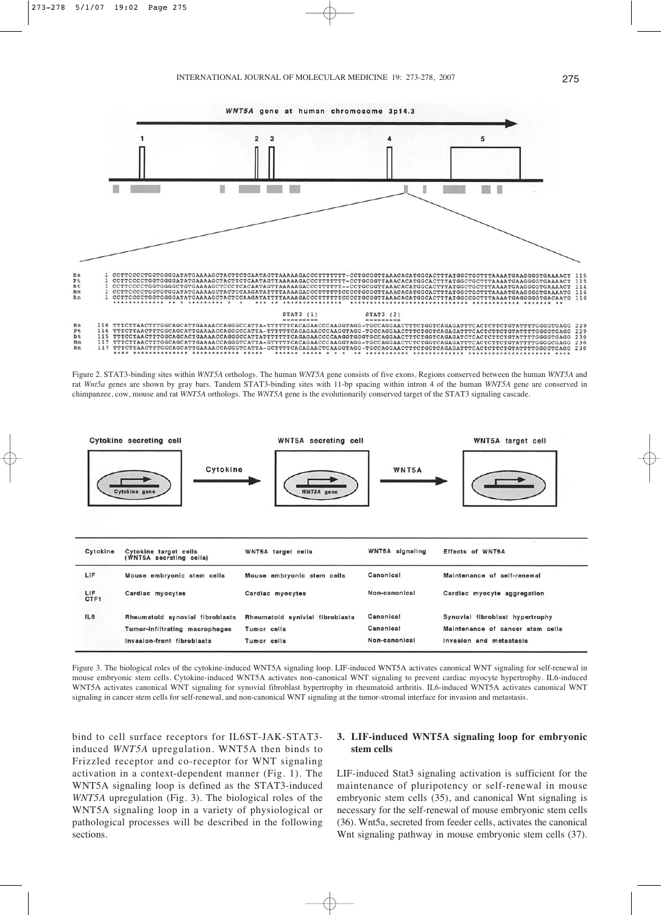Figure 2. STAT3-binding sites within *WNT5A* orthologs. The human *WNT5A* gene consists of five exons. Regions conserved between the human *WNT5A* and rat *Wnt5a* genes are shown by gray bars. Tandem STAT3-binding sites with 11-bp spacing within intron 4 of the human *WNT5A* gene are conserved in chimpanzee, cow, mouse and rat *WNT5A* orthologs. The *WNT5A* gene is the evolutionarily conserved target of the STAT3 signaling cascade.

| Cytokine | Cytokine target cells (WNT5A secreting cells) | WNT5A target cells | WNT5A signaling | Effects of WNT5A |
|---|---|---|---|---|
| LIF | Mouse embryonic stem cells | Mouse embryonic stem cells | Canonical | Maintenance of self-renewal |
| LIF CTF1 | Cardiac myocytes | Cardiac myocytes | Non-canonical | Cardiac myocyte aggregation |
| IL6 | Rheumatoid synovial fibroblasts | Rheumatoid synivial fibroblasts | Canonical | Synovial fibroblast hypertrophy |
| | Tumor-infiltrating macrophages | Tumor cells | Canonical | Maintenance of cancer stem cells |
| | Invasion-front fibroblasts | Tumor cells | Non-canonical | Invasion and metastasis |

Figure 3. The biological roles of the cytokine-induced WNT5A signaling loop. LIF-induced WNT5A activates canonical WNT signaling for self-renewal in mouse embryonic stem cells. Cytokine-induced WNT5A activates non-canonical WNT signaling to prevent cardiac myocyte hypertrophy. IL6-induced WNT5A activates canonical WNT signaling for synovial fibroblast hypertrophy in rheumatoid arthritis. IL6-induced WNT5A activates canonical WNT signaling in cancer stem cells for self-renewal, and non-canonical WNT signaling at the tumor-stromal interface for invasion and metastasis.

bind to cell surface receptors for IL6ST-JAK-STAT3-induced *WNT5A* upregulation. WNT5A then binds to Frizzled receptor and co-receptor for WNT signaling activation in a context-dependent manner (Fig. 1). The WNT5A signaling loop is defined as the STAT3-induced *WNT5A* upregulation (Fig. 3). The biological roles of the WNT5A signaling loop in a variety of physiological or pathological processes will be described in the following sections.

## 3. LIF-induced WNT5A signaling loop for embryonic stem cells

LIF-induced Stat3 signaling activation is sufficient for the maintenance of pluripotency or self-renewal in mouse embryonic stem cells (35), and canonical Wnt signaling is necessary for the self-renewal of mouse embryonic stem cells (36). Wnt5a, secreted from feeder cells, activates the canonical Wnt signaling pathway in mouse embryonic stem cells (37).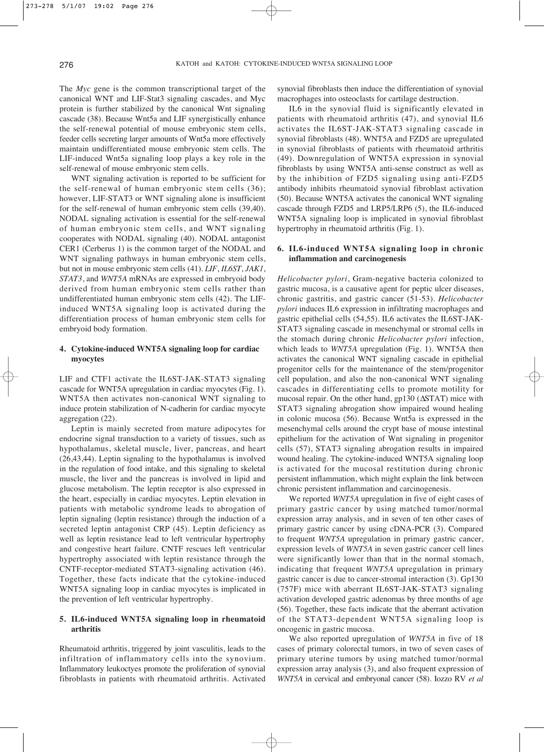The *Myc* gene is the common transcriptional target of the canonical WNT and LIF-Stat3 signaling cascades, and Myc protein is further stabilized by the canonical Wnt signaling cascade (38). Because Wnt5a and LIF synergistically enhance the self-renewal potential of mouse embryonic stem cells, feeder cells secreting larger amounts of Wnt5a more effectively maintain undifferentiated mouse embryonic stem cells. The LIF-induced Wnt5a signaling loop plays a key role in the self-renewal of mouse embryonic stem cells.

WNT signaling activation is reported to be sufficient for the self-renewal of human embryonic stem cells (36); however, LIF-STAT3 or WNT signaling alone is insufficient for the self-renewal of human embryonic stem cells (39,40). NODAL signaling activation is essential for the self-renewal of human embryonic stem cells, and WNT signaling cooperates with NODAL signaling (40). NODAL antagonist CER1 (Cerberus 1) is the common target of the NODAL and WNT signaling pathways in human embryonic stem cells, but not in mouse embryonic stem cells (41). *LIF*, *IL6ST*, *JAK1*, *STAT3*, and *WNT5A* mRNAs are expressed in embryoid body derived from human embryonic stem cells rather than undifferentiated human embryonic stem cells (42). The LIF-induced WNT5A signaling loop is activated during the differentiation process of human embryonic stem cells for embryoid body formation.

## 4. Cytokine-induced WNT5A signaling loop for cardiac myocytes

LIF and CTF1 activate the IL6ST-JAK-STAT3 signaling cascade for WNT5A upregulation in cardiac myocytes (Fig. 1). WNT5A then activates non-canonical WNT signaling to induce protein stabilization of N-cadherin for cardiac myocyte aggregation (22).

Leptin is mainly secreted from mature adipocytes for endocrine signal transduction to a variety of tissues, such as hypothalamus, skeletal muscle, liver, pancreas, and heart (26,43,44). Leptin signaling to the hypothalamus is involved in the regulation of food intake, and this signaling to skeletal muscle, the liver and the pancreas is involved in lipid and glucose metabolism. The leptin receptor is also expressed in the heart, especially in cardiac myocytes. Leptin elevation in patients with metabolic syndrome leads to abrogation of leptin signaling (leptin resistance) through the induction of a secreted leptin antagonist CRP (45). Leptin deficiency as well as leptin resistance lead to left ventricular hypertrophy and congestive heart failure. CNTF rescues left ventricular hypertrophy associated with leptin resistance through the CNTF-receptor-mediated STAT3-signaling activation (46). Together, these facts indicate that the cytokine-induced WNT5A signaling loop in cardiac myocytes is implicated in the prevention of left ventricular hypertrophy.

## 5. IL6-induced WNT5A signaling loop in rheumatoid arthritis

Rheumatoid arthritis, triggered by joint vasculitis, leads to the infiltration of inflammatory cells into the synovium. Inflammatory leukoctyes promote the proliferation of synovial fibroblasts in patients with rheumatoid arthritis. Activated synovial fibroblasts then induce the differentiation of synovial macrophages into osteoclasts for cartilage destruction.

IL6 in the synovial fluid is significantly elevated in patients with rheumatoid arthritis (47), and synovial IL6 activates the IL6ST-JAK-STAT3 signaling cascade in synovial fibroblasts (48). WNT5A and FZD5 are upregulated in synovial fibroblasts of patients with rheumatoid arthritis (49). Downregulation of WNT5A expression in synovial fibroblasts by using WNT5A anti-sense construct as well as by the inhibition of FZD5 signaling using anti-FZD5 antibody inhibits rheumatoid synovial fibroblast activation (50). Because WNT5A activates the canonical WNT signaling cascade through FZD5 and LRP5/LRP6 (5), the IL6-induced WNT5A signaling loop is implicated in synovial fibroblast hypertrophy in rheumatoid arthritis (Fig. 1).

## 6. IL6-induced WNT5A signaling loop in chronic inflammation and carcinogenesis

*Helicobacter pylori*, Gram-negative bacteria colonized to gastric mucosa, is a causative agent for peptic ulcer diseases, chronic gastritis, and gastric cancer (51-53). *Helicobacter pylori* induces IL6 expression in infiltrating macrophages and gastric epithelial cells (54,55). IL6 activates the IL6ST-JAK-STAT3 signaling cascade in mesenchymal or stromal cells in the stomach during chronic *Helicobacter pylori* infection, which leads to *WNT5A* upregulation (Fig. 1). WNT5A then activates the canonical WNT signaling cascade in epithelial progenitor cells for the maintenance of the stem/progenitor cell population, and also the non-canonical WNT signaling cascades in differentiating cells to promote motility for mucosal repair. On the other hand, gp130 (ΔSTAT) mice with STAT3 signaling abrogation show impaired wound healing in colonic mucosa (56). Because Wnt5a is expressed in the mesenchymal cells around the crypt base of mouse intestinal epithelium for the activation of Wnt signaling in progenitor cells (57), STAT3 signaling abrogation results in impaired wound healing. The cytokine-induced WNT5A signaling loop is activated for the mucosal restitution during chronic persistent inflammation, which might explain the link between chronic persistent inflammation and carcinogenesis.

We reported *WNT5A* upregulation in five of eight cases of primary gastric cancer by using matched tumor/normal expression array analysis, and in seven of ten other cases of primary gastric cancer by using cDNA-PCR (3). Compared to frequent *WNT5A* upregulation in primary gastric cancer, expression levels of *WNT5A* in seven gastric cancer cell lines were significantly lower than that in the normal stomach, indicating that frequent *WNT5A* upregulation in primary gastric cancer is due to cancer-stromal interaction (3). Gp130 (757F) mice with aberrant IL6ST-JAK-STAT3 signaling activation developed gastric adenomas by three months of age (56). Together, these facts indicate that the aberrant activation of the STAT3-dependent WNT5A signaling loop is oncogenic in gastric mucosa.

We also reported upregulation of *WNT5A* in five of 18 cases of primary colorectal tumors, in two of seven cases of primary uterine tumors by using matched tumor/normal expression array analysis (3), and also frequent expression of *WNT5A* in cervical and embryonal cancer (58). Iozzo RV *et al*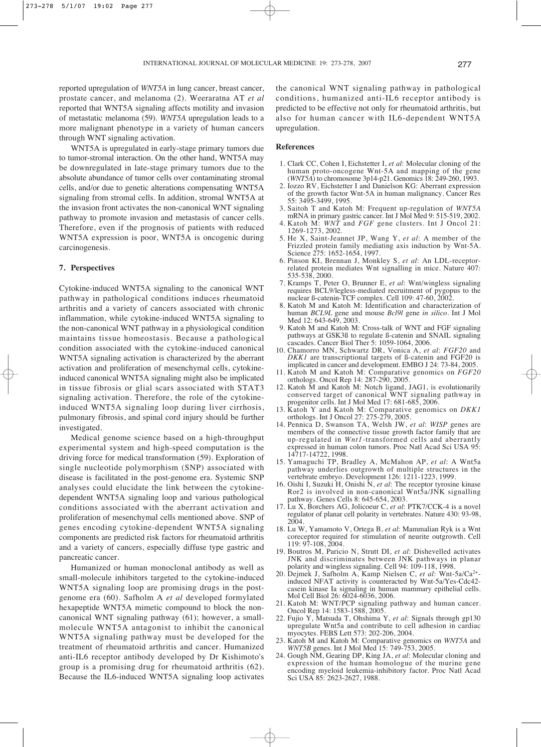reported upregulation of *WNT5A* in lung cancer, breast cancer, prostate cancer, and melanoma (2). Weeraratna AT *et al* reported that WNT5A signaling affects motility and invasion of metastatic melanoma (59). *WNT5A* upregulation leads to a more malignant phenotype in a variety of human cancers through WNT signaling activation.

WNT5A is upregulated in early-stage primary tumors due to tumor-stromal interaction. On the other hand, WNT5A may be downregulated in late-stage primary tumors due to the absolute abundance of tumor cells over contaminating stromal cells, and/or due to genetic alterations compensating WNT5A signaling from stromal cells. In addition, stromal WNT5A at the invasion front activates the non-canonical WNT signaling pathway to promote invasion and metastasis of cancer cells. Therefore, even if the prognosis of patients with reduced WNT5A expression is poor, WNT5A is oncogenic during carcinogenesis.

## 7. Perspectives

Cytokine-induced WNT5A signaling to the canonical WNT pathway in pathological conditions induces rheumatoid arthritis and a variety of cancers associated with chronic inflammation, while cytokine-induced WNT5A signaling to the non-canonical WNT pathway in a physiological condition maintains tissue homeostasis. Because a pathological condition associated with the cytokine-induced canonical WNT5A signaling activation is characterized by the aberrant activation and proliferation of mesenchymal cells, cytokine-induced canonical WNT5A signaling might also be implicated in tissue fibrosis or glial scars associated with STAT3 signaling activation. Therefore, the role of the cytokine-induced WNT5A signaling loop during liver cirrhosis, pulmonary fibrosis, and spinal cord injury should be further investigated.

Medical genome science based on a high-throughput experimental system and high-speed computation is the driving force for medical transformation (59). Exploration of single nucleotide polymorphism (SNP) associated with disease is facilitated in the post-genome era. Systemic SNP analyses could elucidate the link between the cytokine-dependent WNT5A signaling loop and various pathological conditions associated with the aberrant activation and proliferation of mesenchymal cells mentioned above. SNP of genes encoding cytokine-dependent WNT5A signaling components are predicted risk factors for rheumatoid arthritis and a variety of cancers, especially diffuse type gastric and pancreatic cancer.

Humanized or human monoclonal antibody as well as small-molecule inhibitors targeted to the cytokine-induced WNT5A signaling loop are promising drugs in the post-genome era (60). Safholm A *et al* developed formylated hexapeptide WNT5A mimetic compound to block the non-canonical WNT signaling pathway (61); however, a small-molecule WNT5A antagonist to inhibit the canonical WNT5A signaling pathway must be developed for the treatment of rheumatoid arthritis and cancer. Humanized anti-IL6 receptor antibody developed by Dr Kishimoto's group is a promising drug for rheumatoid arthritis (62). Because the IL6-induced WNT5A signaling loop activates the canonical WNT signaling pathway in pathological conditions, humanized anti-IL6 receptor antibody is predicted to be effective not only for rheumatoid arthritis, but also for human cancer with IL6-dependent WNT5A upregulation.

## References

1. Clark CC, Cohen I, Eichstetter I, *et al*: Molecular cloning of the human proto-oncogene Wnt-5A and mapping of the gene (*WNT5A*) to chromosome 3p14-p21. Genomics 18: 249-260, 1993.
2. Iozzo RV, Eichstetter I and Danielson KG: Aberrant expression of the growth factor Wnt-5A in human malignancy. Cancer Res 55: 3495-3499, 1995.
3. Saitoh T and Katoh M: Frequent up-regulation of *WNT5A* mRNA in primary gastric cancer. Int J Mol Med 9: 515-519, 2002.
4. Katoh M: *WNT* and *FGF* gene clusters. Int J Oncol 21: 1269-1273, 2002.
5. He X, Saint-Jeannet JP, Wang Y, *et al*: A member of the Frizzled protein family mediating axis induction by Wnt-5A. Science 275: 1652-1654, 1997.
6. Pinson KI, Brennan J, Monkley S, *et al*: An LDL-receptor-related protein mediates Wnt signalling in mice. Nature 407: 535-538, 2000.
7. Kramps T, Peter O, Brunner E, *et al*: Wnt/wingless signaling requires BCL9/legless-mediated recruitment of pygopus to the nuclear ß-catenin-TCF complex. Cell 109: 47-60, 2002.
8. Katoh M and Katoh M: Identification and characterization of human *BCL9L* gene and mouse *Bcl9l* gene *in silico*. Int J Mol Med 12: 643-649, 2003.
9. Katoh M and Katoh M: Cross-talk of WNT and FGF signaling pathways at GSK3ß to regulate ß-catenin and SNAIL signaling cascades. Cancer Biol Ther 5: 1059-1064, 2006.
10. Chamorro MN, Schwartz DR, Vonica A, *et al*: *FGF20* and *DKK1* are transcriptional targets of ß-catenin and FGF20 is implicated in cancer and development. EMBO J 24: 73-84, 2005.
11. Katoh M and Katoh M: Comparative genomics on *FGF20* orthologs. Oncol Rep 14: 287-290, 2005.
12. Katoh M and Katoh M: Notch ligand, JAG1, is evolutionarily conserved target of canonical WNT signaling pathway in progenitor cells. Int J Mol Med 17: 681-685, 2006.
13. Katoh Y and Katoh M: Comparative genomics on *DKK1* orthologs. Int J Oncol 27: 275-279, 2005.
14. Pennica D, Swanson TA, Welsh JW, *et al*: *WISP* genes are members of the connective tissue growth factor family that are up-regulated in *Wnt1*-transformed cells and aberrantly expressed in human colon tumors. Proc Natl Acad Sci USA 95: 14717-14722, 1998.
15. Yamaguchi TP, Bradley A, McMahon AP, *et al*: A Wnt5a pathway underlies outgrowth of multiple structures in the vertebrate embryo. Development 126: 1211-1223, 1999.
16. Oishi I, Suzuki H, Onishi N, *et al*: The receptor tyrosine kinase Ror2 is involved in non-canonical Wnt5a/JNK signalling pathway. Genes Cells 8: 645-654, 2003.
17. Lu X, Borchers AG, Jolicoeur C, *et al*: PTK7/CCK-4 is a novel regulator of planar cell polarity in vertebrates. Nature 430: 93-98, 2004.
18. Lu W, Yamamoto V, Ortega B, *et al*: Mammalian Ryk is a Wnt coreceptor required for stimulation of neurite outgrowth. Cell 119: 97-108, 2004.
19. Boutros M, Paricio N, Strutt DI, *et al*: Dishevelled activates JNK and discriminates between JNK pathways in planar polarity and wingless signaling. Cell 94: 109-118, 1998.
20. Dejmek J, Safholm A, Kamp Nielsen C, *et al*: Wnt-5a/$Ca^{2+}$-induced NFAT activity is counteracted by Wnt-5a/Yes-Cdc42-casein kinase Ia signaling in human mammary epithelial cells. Mol Cell Biol 26: 6024-6036, 2006.
21. Katoh M: WNT/PCP signaling pathway and human cancer. Oncol Rep 14: 1583-1588, 2005.
22. Fujio Y, Matsuda T, Ohshima Y, *et al*: Signals through gp130 upregulate Wnt5a and contribute to cell adhesion in cardiac myocytes. FEBS Lett 573: 202-206, 2004.
23. Katoh M and Katoh M: Comparative genomics on *WNT5A* and *WNT5B* genes. Int J Mol Med 15: 749-753, 2005.
24. Gough NM, Gearing DP, King JA, *et al*: Molecular cloning and expression of the human homologue of the murine gene encoding myeloid leukemia-inhibitory factor. Proc Natl Acad Sci USA 85: 2623-2627, 1988.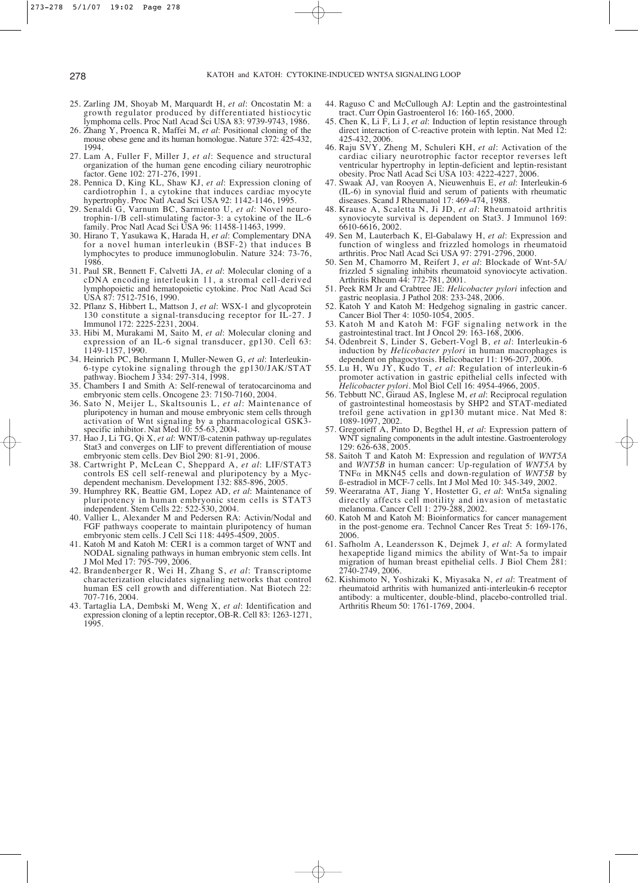25. Zarling JM, Shoyab M, Marquardt H, *et al*: Oncostatin M: a growth regulator produced by differentiated histiocytic lymphoma cells. Proc Natl Acad Sci USA 83: 9739-9743, 1986.
26. Zhang Y, Proenca R, Maffei M, *et al*: Positional cloning of the mouse obese gene and its human homologue. Nature 372: 425-432, 1994.
27. Lam A, Fuller F, Miller J, *et al*: Sequence and structural organization of the human gene encoding ciliary neurotrophic factor. Gene 102: 271-276, 1991.
28. Pennica D, King KL, Shaw KJ, *et al*: Expression cloning of cardiotrophin 1, a cytokine that induces cardiac myocyte hypertrophy. Proc Natl Acad Sci USA 92: 1142-1146, 1995.
29. Senaldi G, Varnum BC, Sarmiento U, *et al*: Novel neurotrophin-1/B cell-stimulating factor-3: a cytokine of the IL-6 family. Proc Natl Acad Sci USA 96: 11458-11463, 1999.
30. Hirano T, Yasukawa K, Harada H, *et al*: Complementary DNA for a novel human interleukin (BSF-2) that induces B lymphocytes to produce immunoglobulin. Nature 324: 73-76, 1986.
31. Paul SR, Bennett F, Calvetti JA, *et al*: Molecular cloning of a cDNA encoding interleukin 11, a stromal cell-derived lymphopoietic and hematopoietic cytokine. Proc Natl Acad Sci USA 87: 7512-7516, 1990.
32. Pflanz S, Hibbert L, Mattson J, *et al*: WSX-1 and glycoprotein 130 constitute a signal-transducing receptor for IL-27. J Immunol 172: 2225-2231, 2004.
33. Hibi M, Murakami M, Saito M, *et al*: Molecular cloning and expression of an IL-6 signal transducer, gp130. Cell 63: 1149-1157, 1990.
34. Heinrich PC, Behrmann I, Muller-Newen G, *et al*: Interleukin-6-type cytokine signaling through the gp130/JAK/STAT pathway. Biochem J 334: 297-314, 1998.
35. Chambers I and Smith A: Self-renewal of teratocarcinoma and embryonic stem cells. Oncogene 23: 7150-7160, 2004.
36. Sato N, Meijer L, Skaltsounis L, *et al*: Maintenance of pluripotency in human and mouse embryonic stem cells through activation of Wnt signaling by a pharmacological GSK3-specific inhibitor. Nat Med 10: 55-63, 2004.
37. Hao J, Li TG, Qi X, *et al*: WNT/ß-catenin pathway up-regulates Stat3 and converges on LIF to prevent differentiation of mouse embryonic stem cells. Dev Biol 290: 81-91, 2006.
38. Cartwright P, McLean C, Sheppard A, *et al*: LIF/STAT3 controls ES cell self-renewal and pluripotency by a Myc-dependent mechanism. Development 132: 885-896, 2005.
39. Humphrey RK, Beattie GM, Lopez AD, *et al*: Maintenance of pluripotency in human embryonic stem cells is STAT3 independent. Stem Cells 22: 522-530, 2004.
40. Vallier L, Alexander M and Pedersen RA: Activin/Nodal and FGF pathways cooperate to maintain pluripotency of human embryonic stem cells. J Cell Sci 118: 4495-4509, 2005.
41. Katoh M and Katoh M: CER1 is a common target of WNT and NODAL signaling pathways in human embryonic stem cells. Int J Mol Med 17: 795-799, 2006.
42. Brandenberger R, Wei H, Zhang S, *et al*: Transcriptome characterization elucidates signaling networks that control human ES cell growth and differentiation. Nat Biotech 22: 707-716, 2004.
43. Tartaglia LA, Dembski M, Weng X, *et al*: Identification and expression cloning of a leptin receptor, OB-R. Cell 83: 1263-1271, 1995.
44. Raguso C and McCullough AJ: Leptin and the gastrointestinal tract. Curr Opin Gastroenterol 16: 160-165, 2000.
45. Chen K, Li F, Li J, *et al*: Induction of leptin resistance through direct interaction of C-reactive protein with leptin. Nat Med 12: 425-432, 2006.
46. Raju SVY, Zheng M, Schuleri KH, *et al*: Activation of the cardiac ciliary neurotrophic factor receptor reverses left ventricular hypertrophy in leptin-deficient and leptin-resistant obesity. Proc Natl Acad Sci USA 103: 4222-4227, 2006.
47. Swaak AJ, van Rooyen A, Nieuwenhuis E, *et al*: Interleukin-6 (IL-6) in synovial fluid and serum of patients with rheumatic diseases. Scand J Rheumatol 17: 469-474, 1988.
48. Krause A, Scaletta N, Ji JD, *et al*: Rheumatoid arthritis synoviocyte survival is dependent on Stat3. J Immunol 169: 6610-6616, 2002.
49. Sen M, Lauterbach K, El-Gabalawy H, *et al*: Expression and function of wingless and frizzled homologs in rheumatoid arthritis. Proc Natl Acad Sci USA 97: 2791-2796, 2000.
50. Sen M, Chamorro M, Reifert J, *et al*: Blockade of Wnt-5A/frizzled 5 signaling inhibits rheumatoid synoviocyte activation. Arthritis Rheum 44: 772-781, 2001.
51. Peek RM Jr and Crabtree JE: *Helicobacter pylori* infection and gastric neoplasia. J Pathol 208: 233-248, 2006.
52. Katoh Y and Katoh M: Hedgehog signaling in gastric cancer. Cancer Biol Ther 4: 1050-1054, 2005.
53. Katoh M and Katoh M: FGF signaling network in the gastrointestinal tract. Int J Oncol 29: 163-168, 2006.
54. Odenbreit S, Linder S, Gebert-Vogl B, *et al*: Interleukin-6 induction by *Helicobacter pylori* in human macrophages is dependent on phagocytosis. Helicobacter 11: 196-207, 2006.
55. Lu H, Wu JY, Kudo T, *et al*: Regulation of interleukin-6 promoter activation in gastric epithelial cells infected with *Helicobacter pylori*. Mol Biol Cell 16: 4954-4966, 2005.
56. Tebbutt NC, Giraud AS, Inglese M, *et al*: Reciprocal regulation of gastrointestinal homeostasis by SHP2 and STAT-mediated trefoil gene activation in gp130 mutant mice. Nat Med 8: 1089-1097, 2002.
57. Gregorieff A, Pinto D, Begthel H, *et al*: Expression pattern of WNT signaling components in the adult intestine. Gastroenterology 129: 626-638, 2005.
58. Saitoh T and Katoh M: Expression and regulation of *WNT5A* and *WNT5B* in human cancer: Up-regulation of *WNT5A* by TNFα in MKN45 cells and down-regulation of *WNT5B* by ß-estradiol in MCF-7 cells. Int J Mol Med 10: 345-349, 2002.
59. Weeraratna AT, Jiang Y, Hostetter G, *et al*: Wnt5a signaling directly affects cell motility and invasion of metastatic melanoma. Cancer Cell 1: 279-288, 2002.
60. Katoh M and Katoh M: Bioinformatics for cancer management in the post-genome era. Technol Cancer Res Treat 5: 169-176, 2006.
61. Safholm A, Leandersson K, Dejmek J, *et al*: A formylated hexapeptide ligand mimics the ability of Wnt-5a to impair migration of human breast epithelial cells. J Biol Chem 281: 2740-2749, 2006.
62. Kishimoto N, Yoshizaki K, Miyasaka N, *et al*: Treatment of rheumatoid arthritis with humanized anti-interleukin-6 receptor antibody: a multicenter, double-blind, placebo-controlled trial. Arthritis Rheum 50: 1761-1769, 2004.